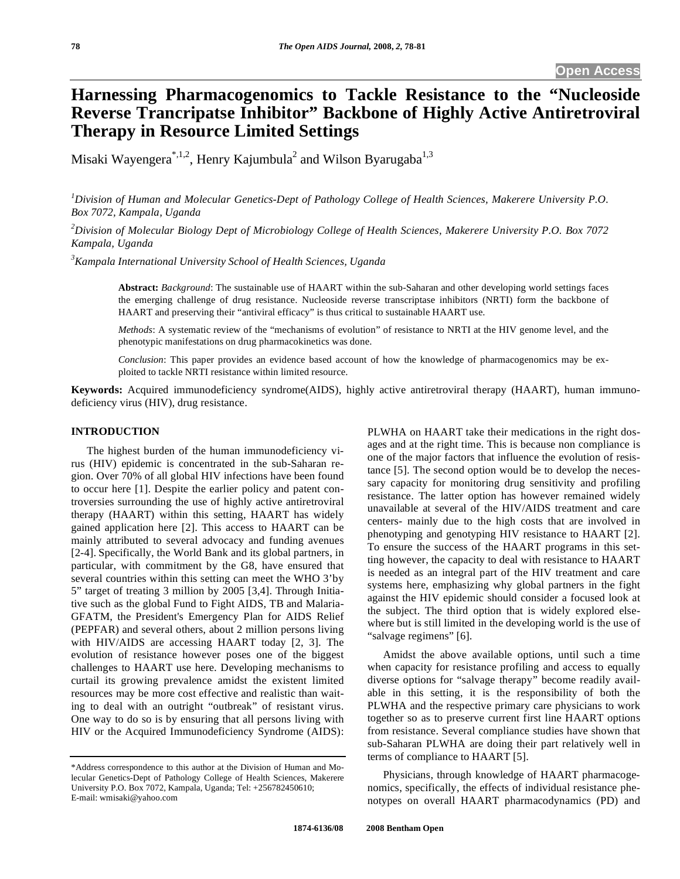Open Access

# Harnessing Pharmacogenomics to Tackle Resistance to the "Nucleoside Reverse Trancripatse Inhibitor" Backbone of Highly Active Antiretroviral Therapy in Resource Limited Settings

Misaki Wayengera[*,1,2], Henry Kajumbula[2] and Wilson Byarugaba[1,3]

[1]*Division of Human and Molecular Genetics-Dept of Pathology College of Health Sciences, Makerere University P.O. Box 7072, Kampala, Uganda*

[2]*Division of Molecular Biology Dept of Microbiology College of Health Sciences, Makerere University P.O. Box 7072 Kampala, Uganda*

[3]*Kampala International University School of Health Sciences, Uganda*

**Abstract:** *Background*: The sustainable use of HAART within the sub-Saharan and other developing world settings faces the emerging challenge of drug resistance. Nucleoside reverse transcriptase inhibitors (NRTI) form the backbone of HAART and preserving their "antiviral efficacy" is thus critical to sustainable HAART use.

*Methods*: A systematic review of the "mechanisms of evolution" of resistance to NRTI at the HIV genome level, and the phenotypic manifestations on drug pharmacokinetics was done.

*Conclusion*: This paper provides an evidence based account of how the knowledge of pharmacogenomics may be exploited to tackle NRTI resistance within limited resource.

**Keywords:** Acquired immunodeficiency syndrome(AIDS), highly active antiretroviral therapy (HAART), human immunodeficiency virus (HIV), drug resistance.

## INTRODUCTION

The highest burden of the human immunodeficiency virus (HIV) epidemic is concentrated in the sub-Saharan region. Over 70% of all global HIV infections have been found to occur here [1]. Despite the earlier policy and patent controversies surrounding the use of highly active antiretroviral therapy (HAART) within this setting, HAART has widely gained application here [2]. This access to HAART can be mainly attributed to several advocacy and funding avenues [2-4]. Specifically, the World Bank and its global partners, in particular, with commitment by the G8, have ensured that several countries within this setting can meet the WHO 3'by 5" target of treating 3 million by 2005 [3,4]. Through Initiative such as the global Fund to Fight AIDS, TB and Malaria-GFATM, the President's Emergency Plan for AIDS Relief (PEPFAR) and several others, about 2 million persons living with HIV/AIDS are accessing HAART today [2, 3]. The evolution of resistance however poses one of the biggest challenges to HAART use here. Developing mechanisms to curtail its growing prevalence amidst the existent limited resources may be more cost effective and realistic than waiting to deal with an outright "outbreak" of resistant virus. One way to do so is by ensuring that all persons living with HIV or the Acquired Immunodeficiency Syndrome (AIDS): PLWHA on HAART take their medications in the right dosages and at the right time. This is because non compliance is one of the major factors that influence the evolution of resistance [5]. The second option would be to develop the necessary capacity for monitoring drug sensitivity and profiling resistance. The latter option has however remained widely unavailable at several of the HIV/AIDS treatment and care centers- mainly due to the high costs that are involved in phenotyping and genotyping HIV resistance to HAART [2]. To ensure the success of the HAART programs in this setting however, the capacity to deal with resistance to HAART is needed as an integral part of the HIV treatment and care systems here, emphasizing why global partners in the fight against the HIV epidemic should consider a focused look at the subject. The third option that is widely explored elsewhere but is still limited in the developing world is the use of "salvage regimens" [6].

Amidst the above available options, until such a time when capacity for resistance profiling and access to equally diverse options for "salvage therapy" become readily available in this setting, it is the responsibility of both the PLWHA and the respective primary care physicians to work together so as to preserve current first line HAART options from resistance. Several compliance studies have shown that sub-Saharan PLWHA are doing their part relatively well in terms of compliance to HAART [5].

Physicians, through knowledge of HAART pharmacogenomics, specifically, the effects of individual resistance phenotypes on overall HAART pharmacodynamics (PD) and

---

*Address correspondence to this author at the Division of Human and Molecular Genetics-Dept of Pathology College of Health Sciences, Makerere University P.O. Box 7072, Kampala, Uganda; Tel: +256782450610; E-mail: wmisaki@yahoo.com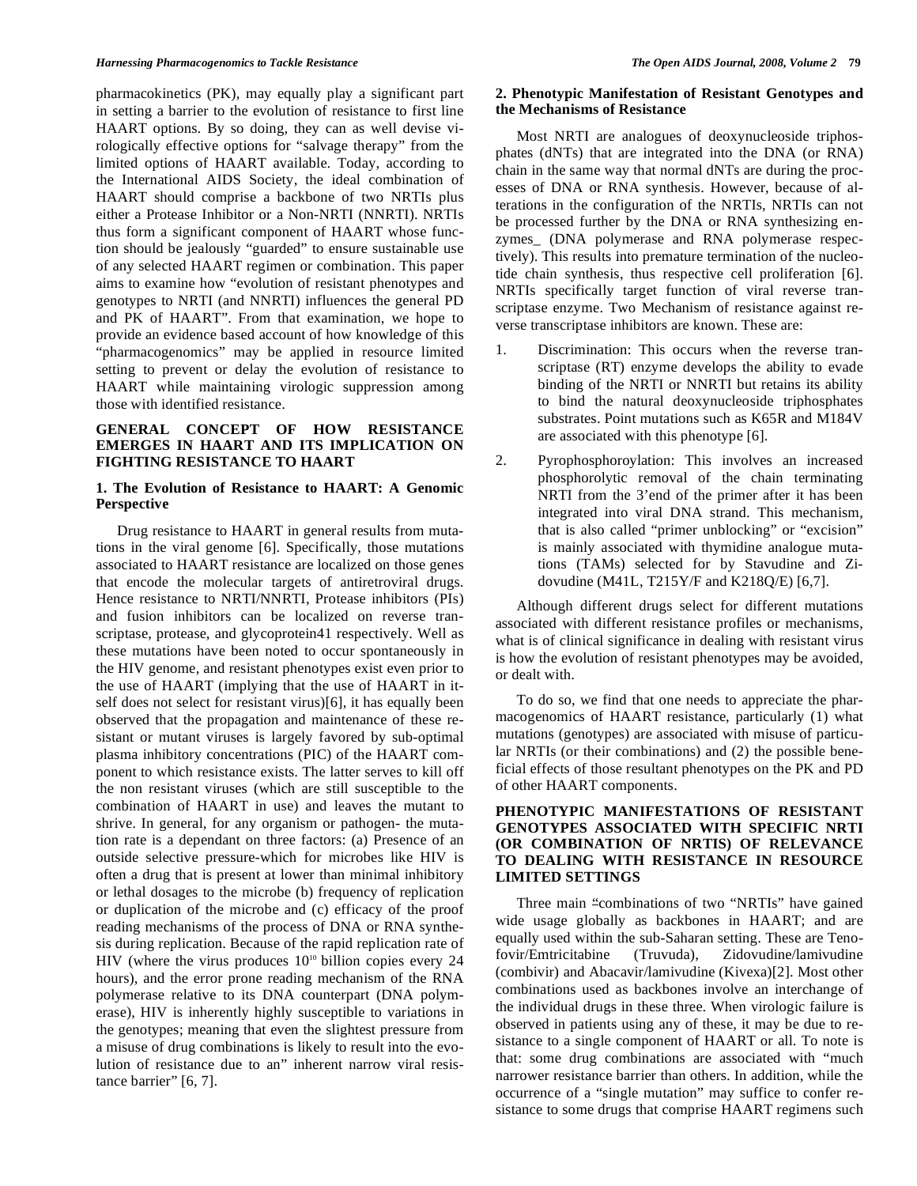pharmacokinetics (PK), may equally play a significant part in setting a barrier to the evolution of resistance to first line HAART options. By so doing, they can as well devise virologically effective options for "salvage therapy" from the limited options of HAART available. Today, according to the International AIDS Society, the ideal combination of HAART should comprise a backbone of two NRTIs plus either a Protease Inhibitor or a Non-NRTI (NNRTI). NRTIs thus form a significant component of HAART whose function should be jealously "guarded" to ensure sustainable use of any selected HAART regimen or combination. This paper aims to examine how "evolution of resistant phenotypes and genotypes to NRTI (and NNRTI) influences the general PD and PK of HAART". From that examination, we hope to provide an evidence based account of how knowledge of this "pharmacogenomics" may be applied in resource limited setting to prevent or delay the evolution of resistance to HAART while maintaining virologic suppression among those with identified resistance.

## GENERAL CONCEPT OF HOW RESISTANCE EMERGES IN HAART AND ITS IMPLICATION ON FIGHTING RESISTANCE TO HAART

### 1. The Evolution of Resistance to HAART: A Genomic Perspective

Drug resistance to HAART in general results from mutations in the viral genome [6]. Specifically, those mutations associated to HAART resistance are localized on those genes that encode the molecular targets of antiretroviral drugs. Hence resistance to NRTI/NNRTI, Protease inhibitors (PIs) and fusion inhibitors can be localized on reverse transcriptase, protease, and glycoprotein41 respectively. Well as these mutations have been noted to occur spontaneously in the HIV genome, and resistant phenotypes exist even prior to the use of HAART (implying that the use of HAART in itself does not select for resistant virus)[6], it has equally been observed that the propagation and maintenance of these resistant or mutant viruses is largely favored by sub-optimal plasma inhibitory concentrations (PIC) of the HAART component to which resistance exists. The latter serves to kill off the non resistant viruses (which are still susceptible to the combination of HAART in use) and leaves the mutant to shrive. In general, for any organism or pathogen- the mutation rate is a dependant on three factors: (a) Presence of an outside selective pressure-which for microbes like HIV is often a drug that is present at lower than minimal inhibitory or lethal dosages to the microbe (b) frequency of replication or duplication of the microbe and (c) efficacy of the proof reading mechanisms of the process of DNA or RNA synthesis during replication. Because of the rapid replication rate of HIV (where the virus produces $10^{10}$ billion copies every 24 hours), and the error prone reading mechanism of the RNA polymerase relative to its DNA counterpart (DNA polymerase), HIV is inherently highly susceptible to variations in the genotypes; meaning that even the slightest pressure from a misuse of drug combinations is likely to result into the evolution of resistance due to an" inherent narrow viral resistance barrier" [6, 7].

### 2. Phenotypic Manifestation of Resistant Genotypes and the Mechanisms of Resistance

Most NRTI are analogues of deoxynucleoside triphosphates (dNTs) that are integrated into the DNA (or RNA) chain in the same way that normal dNTs are during the processes of DNA or RNA synthesis. However, because of alterations in the configuration of the NRTIs, NRTIs can not be processed further by the DNA or RNA synthesizing enzymes_ (DNA polymerase and RNA polymerase respectively). This results into premature termination of the nucleotide chain synthesis, thus respective cell proliferation [6]. NRTIs specifically target function of viral reverse transcriptase enzyme. Two Mechanism of resistance against reverse transcriptase inhibitors are known. These are:

1. Discrimination: This occurs when the reverse transcriptase (RT) enzyme develops the ability to evade binding of the NRTI or NNRTI but retains its ability to bind the natural deoxynucleoside triphosphates substrates. Point mutations such as K65R and M184V are associated with this phenotype [6].
2. Pyrophosphoroylation: This involves an increased phosphorolytic removal of the chain terminating NRTI from the 3'end of the primer after it has been integrated into viral DNA strand. This mechanism, that is also called "primer unblocking" or "excision" is mainly associated with thymidine analogue mutations (TAMs) selected for by Stavudine and Zidovudine (M41L, T215Y/F and K218Q/E) [6,7].

Although different drugs select for different mutations associated with different resistance profiles or mechanisms, what is of clinical significance in dealing with resistant virus is how the evolution of resistant phenotypes may be avoided, or dealt with.

To do so, we find that one needs to appreciate the pharmacogenomics of HAART resistance, particularly (1) what mutations (genotypes) are associated with misuse of particular NRTIs (or their combinations) and (2) the possible beneficial effects of those resultant phenotypes on the PK and PD of other HAART components.

## PHENOTYPIC MANIFESTATIONS OF RESISTANT GENOTYPES ASSOCIATED WITH SPECIFIC NRTI (OR COMBINATION OF NRTIS) OF RELEVANCE TO DEALING WITH RESISTANCE IN RESOURCE LIMITED SETTINGS

Three main "combinations of two "NRTIs" have gained wide usage globally as backbones in HAART; and are equally used within the sub-Saharan setting. These are Tenofovir/Emtricitabine (Truvuda), Zidovudine/lamivudine (combivir) and Abacavir/lamivudine (Kivexa)[2]. Most other combinations used as backbones involve an interchange of the individual drugs in these three. When virologic failure is observed in patients using any of these, it may be due to resistance to a single component of HAART or all. To note is that: some drug combinations are associated with "much narrower resistance barrier than others. In addition, while the occurrence of a "single mutation" may suffice to confer resistance to some drugs that comprise HAART regimens such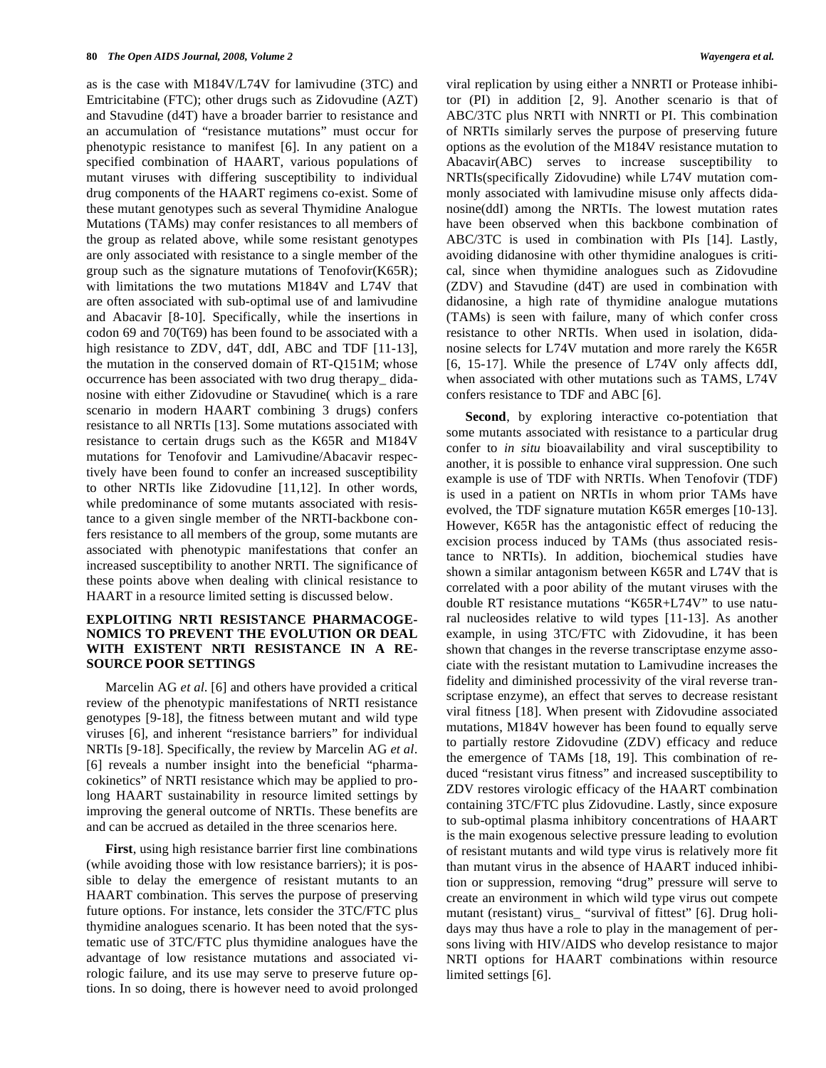as is the case with M184V/L74V for lamivudine (3TC) and Emtricitabine (FTC); other drugs such as Zidovudine (AZT) and Stavudine (d4T) have a broader barrier to resistance and an accumulation of "resistance mutations" must occur for phenotypic resistance to manifest [6]. In any patient on a specified combination of HAART, various populations of mutant viruses with differing susceptibility to individual drug components of the HAART regimens co-exist. Some of these mutant genotypes such as several Thymidine Analogue Mutations (TAMs) may confer resistances to all members of the group as related above, while some resistant genotypes are only associated with resistance to a single member of the group such as the signature mutations of Tenofovir(K65R); with limitations the two mutations M184V and L74V that are often associated with sub-optimal use of and lamivudine and Abacavir [8-10]. Specifically, while the insertions in codon 69 and 70(T69) has been found to be associated with a high resistance to ZDV, d4T, ddI, ABC and TDF [11-13], the mutation in the conserved domain of RT-Q151M; whose occurrence has been associated with two drug therapy_ didanosine with either Zidovudine or Stavudine( which is a rare scenario in modern HAART combining 3 drugs) confers resistance to all NRTIs [13]. Some mutations associated with resistance to certain drugs such as the K65R and M184V mutations for Tenofovir and Lamivudine/Abacavir respectively have been found to confer an increased susceptibility to other NRTIs like Zidovudine [11,12]. In other words, while predominance of some mutants associated with resistance to a given single member of the NRTI-backbone confers resistance to all members of the group, some mutants are associated with phenotypic manifestations that confer an increased susceptibility to another NRTI. The significance of these points above when dealing with clinical resistance to HAART in a resource limited setting is discussed below.

## EXPLOITING NRTI RESISTANCE PHARMACOGENOMICS TO PREVENT THE EVOLUTION OR DEAL WITH EXISTENT NRTI RESISTANCE IN A RESOURCE POOR SETTINGS

Marcelin AG *et al*. [6] and others have provided a critical review of the phenotypic manifestations of NRTI resistance genotypes [9-18], the fitness between mutant and wild type viruses [6], and inherent "resistance barriers" for individual NRTIs [9-18]. Specifically, the review by Marcelin AG *et al*. [6] reveals a number insight into the beneficial "pharmacokinetics" of NRTI resistance which may be applied to prolong HAART sustainability in resource limited settings by improving the general outcome of NRTIs. These benefits are and can be accrued as detailed in the three scenarios here.

**First**, using high resistance barrier first line combinations (while avoiding those with low resistance barriers); it is possible to delay the emergence of resistant mutants to an HAART combination. This serves the purpose of preserving future options. For instance, lets consider the 3TC/FTC plus thymidine analogues scenario. It has been noted that the systematic use of 3TC/FTC plus thymidine analogues have the advantage of low resistance mutations and associated virologic failure, and its use may serve to preserve future options. In so doing, there is however need to avoid prolonged viral replication by using either a NNRTI or Protease inhibitor (PI) in addition [2, 9]. Another scenario is that of ABC/3TC plus NRTI with NNRTI or PI. This combination of NRTIs similarly serves the purpose of preserving future options as the evolution of the M184V resistance mutation to Abacavir(ABC) serves to increase susceptibility to NRTIs(specifically Zidovudine) while L74V mutation commonly associated with lamivudine misuse only affects didanosine(ddI) among the NRTIs. The lowest mutation rates have been observed when this backbone combination of ABC/3TC is used in combination with PIs [14]. Lastly, avoiding didanosine with other thymidine analogues is critical, since when thymidine analogues such as Zidovudine (ZDV) and Stavudine (d4T) are used in combination with didanosine, a high rate of thymidine analogue mutations (TAMs) is seen with failure, many of which confer cross resistance to other NRTIs. When used in isolation, didanosine selects for L74V mutation and more rarely the K65R [6, 15-17]. While the presence of L74V only affects ddI, when associated with other mutations such as TAMS, L74V confers resistance to TDF and ABC [6].

**Second**, by exploring interactive co-potentiation that some mutants associated with resistance to a particular drug confer to *in situ* bioavailability and viral susceptibility to another, it is possible to enhance viral suppression. One such example is use of TDF with NRTIs. When Tenofovir (TDF) is used in a patient on NRTIs in whom prior TAMs have evolved, the TDF signature mutation K65R emerges [10-13]. However, K65R has the antagonistic effect of reducing the excision process induced by TAMs (thus associated resistance to NRTIs). In addition, biochemical studies have shown a similar antagonism between K65R and L74V that is correlated with a poor ability of the mutant viruses with the double RT resistance mutations "K65R+L74V" to use natural nucleosides relative to wild types [11-13]. As another example, in using 3TC/FTC with Zidovudine, it has been shown that changes in the reverse transcriptase enzyme associate with the resistant mutation to Lamivudine increases the fidelity and diminished processivity of the viral reverse transcriptase enzyme), an effect that serves to decrease resistant viral fitness [18]. When present with Zidovudine associated mutations, M184V however has been found to equally serve to partially restore Zidovudine (ZDV) efficacy and reduce the emergence of TAMs [18, 19]. This combination of reduced "resistant virus fitness" and increased susceptibility to ZDV restores virologic efficacy of the HAART combination containing 3TC/FTC plus Zidovudine. Lastly, since exposure to sub-optimal plasma inhibitory concentrations of HAART is the main exogenous selective pressure leading to evolution of resistant mutants and wild type virus is relatively more fit than mutant virus in the absence of HAART induced inhibition or suppression, removing "drug" pressure will serve to create an environment in which wild type virus out compete mutant (resistant) virus_ "survival of fittest" [6]. Drug holidays may thus have a role to play in the management of persons living with HIV/AIDS who develop resistance to major NRTI options for HAART combinations within resource limited settings [6].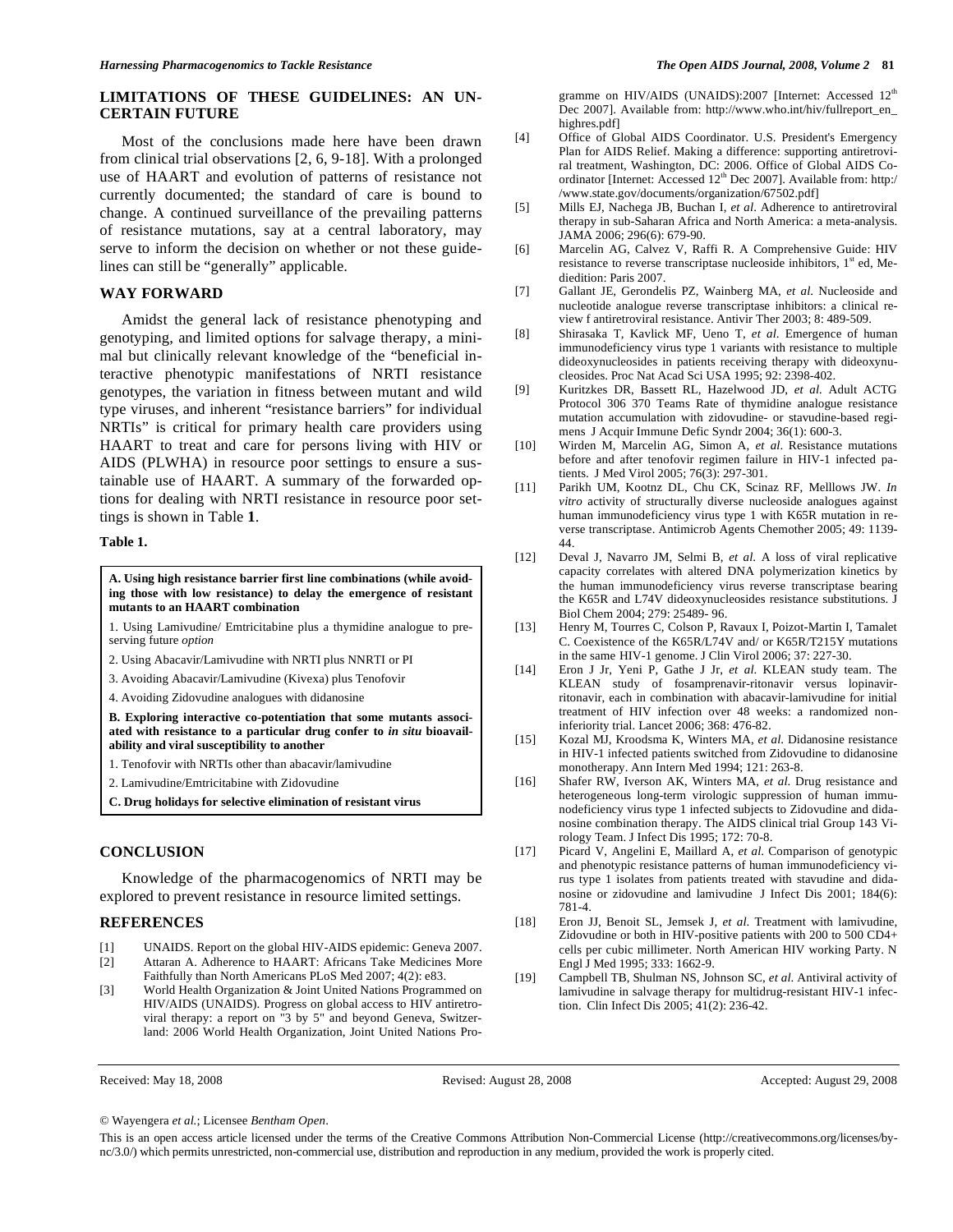## LIMITATIONS OF THESE GUIDELINES: AN UNCERTAIN FUTURE

Most of the conclusions made here have been drawn from clinical trial observations [2, 6, 9-18]. With a prolonged use of HAART and evolution of patterns of resistance not currently documented; the standard of care is bound to change. A continued surveillance of the prevailing patterns of resistance mutations, say at a central laboratory, may serve to inform the decision on whether or not these guidelines can still be "generally" applicable.

## WAY FORWARD

Amidst the general lack of resistance phenotyping and genotyping, and limited options for salvage therapy, a minimal but clinically relevant knowledge of the "beneficial interactive phenotypic manifestations of NRTI resistance genotypes, the variation in fitness between mutant and wild type viruses, and inherent "resistance barriers" for individual NRTIs" is critical for primary health care providers using HAART to treat and care for persons living with HIV or AIDS (PLWHA) in resource poor settings to ensure a sustainable use of HAART. A summary of the forwarded options for dealing with NRTI resistance in resource poor settings is shown in Table **1**.

**Table 1.**

| |
|---|
| **A. Using high resistance barrier first line combinations (while avoiding those with low resistance) to delay the emergence of resistant mutants to an HAART combination** |
| 1. Using Lamivudine/ Emtricitabine plus a thymidine analogue to preserving future *option* |
| 2. Using Abacavir/Lamivudine with NRTI plus NNRTI or PI |
| 3. Avoiding Abacavir/Lamivudine (Kivexa) plus Tenofovir |
| 4. Avoiding Zidovudine analogues with didanosine |
| **B. Exploring interactive co-potentiation that some mutants associated with resistance to a particular drug confer to *in situ* bioavailability and viral susceptibility to another** |
| 1. Tenofovir with NRTIs other than abacavir/lamivudine |
| 2. Lamivudine/Emtricitabine with Zidovudine |
| **C. Drug holidays for selective elimination of resistant virus** |

## CONCLUSION

Knowledge of the pharmacogenomics of NRTI may be explored to prevent resistance in resource limited settings.

## REFERENCES

[1] UNAIDS. Report on the global HIV-AIDS epidemic: Geneva 2007.

[2] Attaran A. Adherence to HAART: Africans Take Medicines More Faithfully than North Americans PLoS Med 2007; 4(2): e83.

[3] World Health Organization & Joint United Nations Programmed on HIV/AIDS (UNAIDS). Progress on global access to HIV antiretroviral therapy: a report on "3 by 5" and beyond Geneva, Switzerland: 2006 World Health Organization, Joint United Nations Programme on HIV/AIDS (UNAIDS):2007 [Internet: Accessed 12th Dec 2007]. Available from: http://www.who.int/hiv/fullreport_en_highres.pdf]

[4] Office of Global AIDS Coordinator. U.S. President's Emergency Plan for AIDS Relief. Making a difference: supporting antiretroviral treatment, Washington, DC: 2006. Office of Global AIDS Coordinator [Internet: Accessed 12th Dec 2007]. Available from: http://www.state.gov/documents/organization/67502.pdf]

[5] Mills EJ, Nachega JB, Buchan I, *et al*. Adherence to antiretroviral therapy in sub-Saharan Africa and North America: a meta-analysis. JAMA 2006; 296(6): 679-90.

[6] Marcelin AG, Calvez V, Raffi R. A Comprehensive Guide: HIV resistance to reverse transcriptase nucleoside inhibitors, 1st ed, Mediedition: Paris 2007.

[7] Gallant JE, Gerondelis PZ, Wainberg MA, *et al.* Nucleoside and nucleotide analogue reverse transcriptase inhibitors: a clinical review f antiretroviral resistance. Antivir Ther 2003; 8: 489-509.

[8] Shirasaka T, Kavlick MF, Ueno T, *et al.* Emergence of human immunodeficiency virus type 1 variants with resistance to multiple dideoxynucleosides in patients receiving therapy with dideoxynucleosides. Proc Nat Acad Sci USA 1995; 92: 2398-402.

[9] Kuritzkes DR, Bassett RL, Hazelwood JD, *et al.* Adult ACTG Protocol 306 370 Teams Rate of thymidine analogue resistance mutation accumulation with zidovudine- or stavudine-based regimens J Acquir Immune Defic Syndr 2004; 36(1): 600-3.

[10] Wirden M, Marcelin AG, Simon A, *et al.* Resistance mutations before and after tenofovir regimen failure in HIV-1 infected patients. J Med Virol 2005; 76(3): 297-301.

[11] Parikh UM, Kootnz DL, Chu CK, Scinaz RF, Melllows JW. *In vitro* activity of structurally diverse nucleoside analogues against human immunodeficiency virus type 1 with K65R mutation in reverse transcriptase. Antimicrob Agents Chemother 2005; 49: 1139-44.

[12] Deval J, Navarro JM, Selmi B, *et al.* A loss of viral replicative capacity correlates with altered DNA polymerization kinetics by the human immunodeficiency virus reverse transcriptase bearing the K65R and L74V dideoxynucleosides resistance substitutions. J Biol Chem 2004; 279: 25489- 96.

[13] Henry M, Tourres C, Colson P, Ravaux I, Poizot-Martin I, Tamalet C. Coexistence of the K65R/L74V and/ or K65R/T215Y mutations in the same HIV-1 genome. J Clin Virol 2006; 37: 227-30.

[14] Eron J Jr, Yeni P, Gathe J Jr, *et al.* KLEAN study team. The KLEAN study of fosamprenavir-ritonavir versus lopinavir-ritonavir, each in combination with abacavir-lamivudine for initial treatment of HIV infection over 48 weeks: a randomized non-inferiority trial. Lancet 2006; 368: 476-82.

[15] Kozal MJ, Kroodsma K, Winters MA, *et al.* Didanosine resistance in HIV-1 infected patients switched from Zidovudine to didanosine monotherapy. Ann Intern Med 1994; 121: 263-8.

[16] Shafer RW, Iverson AK, Winters MA, *et al.* Drug resistance and heterogeneous long-term virologic suppression of human immunodeficiency virus type 1 infected subjects to Zidovudine and didanosine combination therapy. The AIDS clinical trial Group 143 Virology Team. J Infect Dis 1995; 172: 70-8.

[17] Picard V, Angelini E, Maillard A, *et al.* Comparison of genotypic and phenotypic resistance patterns of human immunodeficiency virus type 1 isolates from patients treated with stavudine and didanosine or zidovudine and lamivudine J Infect Dis 2001; 184(6): 781-4.

[18] Eron JJ, Benoit SL, Jemsek J, *et al.* Treatment with lamivudine, Zidovudine or both in HIV-positive patients with 200 to 500 CD4+ cells per cubic millimeter. North American HIV working Party. N Engl J Med 1995; 333: 1662-9.

[19] Campbell TB, Shulman NS, Johnson SC, *et al.* Antiviral activity of lamivudine in salvage therapy for multidrug-resistant HIV-1 infection. Clin Infect Dis 2005; 41(2): 236-42.

Received: May 18, 2008 Revised: August 28, 2008 Accepted: August 29, 2008

© Wayengera *et al.*; Licensee *Bentham Open*.

This is an open access article licensed under the terms of the Creative Commons Attribution Non-Commercial License (http://creativecommons.org/licenses/by-nc/3.0/) which permits unrestricted, non-commercial use, distribution and reproduction in any medium, provided the work is properly cited.